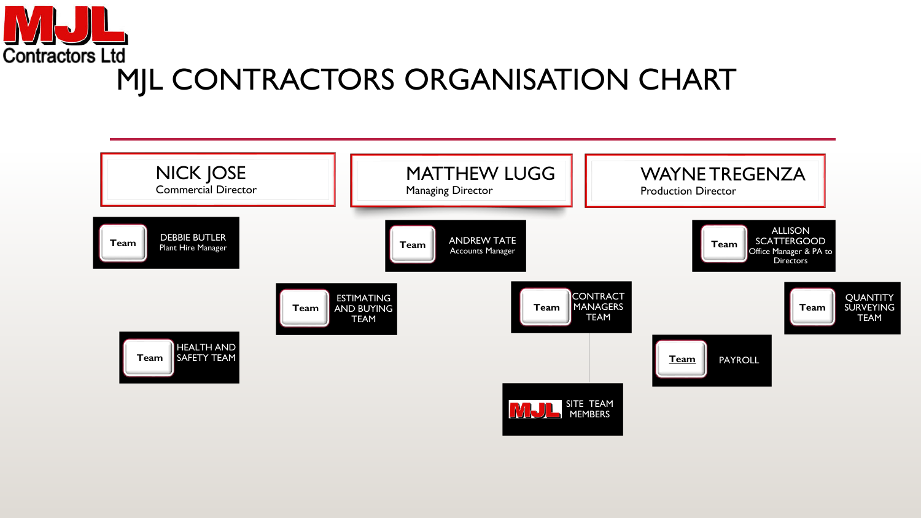MJL Contractors Ltd

# MJL CONTRACTORS ORGANISATION CHART

**NICK JOSE**
Commercial Director

**MATTHEW LUGG**
Managing Director

**WAYNE TREGENZA**
Production Director

- Team — DEBBIE BUTLER, Plant Hire Manager
- Team — ANDREW TATE, Accounts Manager
- Team — ALLISON SCATTERGOOD, Office Manager & PA to Directors
- Team — ESTIMATING AND BUYING TEAM
- Team — CONTRACT MANAGERS TEAM
- Team — QUANTITY SURVEYING TEAM
- Team — HEALTH AND SAFETY TEAM
- Team — PAYROLL
- MJL — SITE TEAM MEMBERS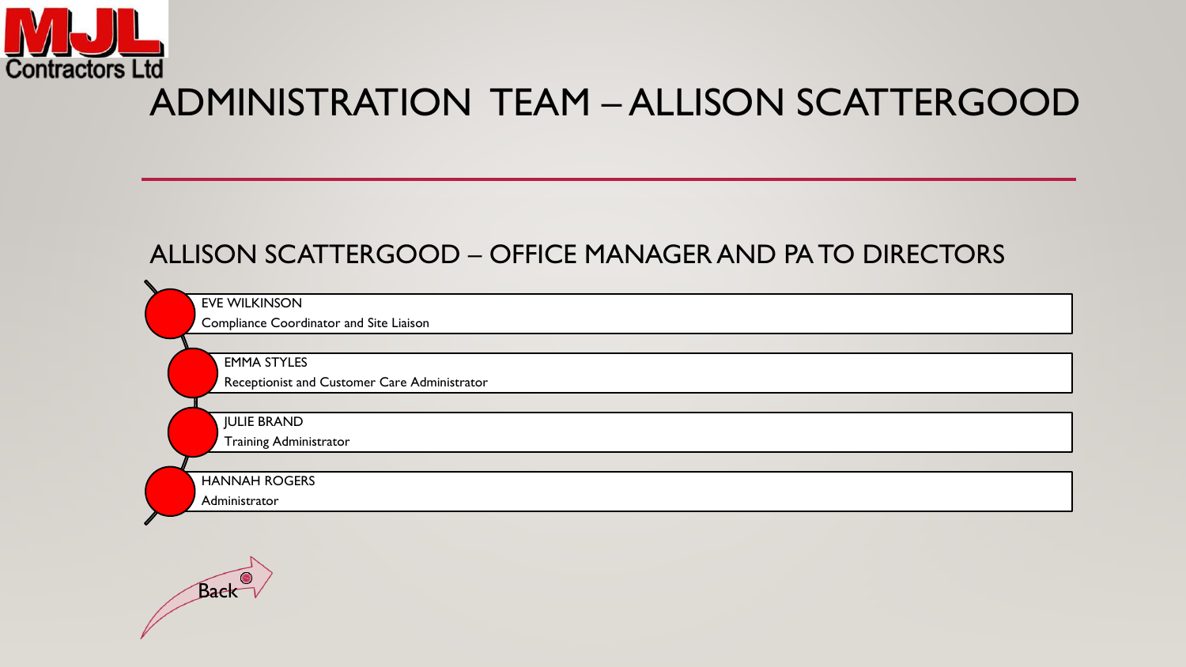# ADMINISTRATION TEAM – ALLISON SCATTERGOOD

## ALLISON SCATTERGOOD – OFFICE MANAGER AND PA TO DIRECTORS

- **EVE WILKINSON**
  Compliance Coordinator and Site Liaison
- **EMMA STYLES**
  Receptionist and Customer Care Administrator
- **JULIE BRAND**
  Training Administrator
- **HANNAH ROGERS**
  Administrator

Back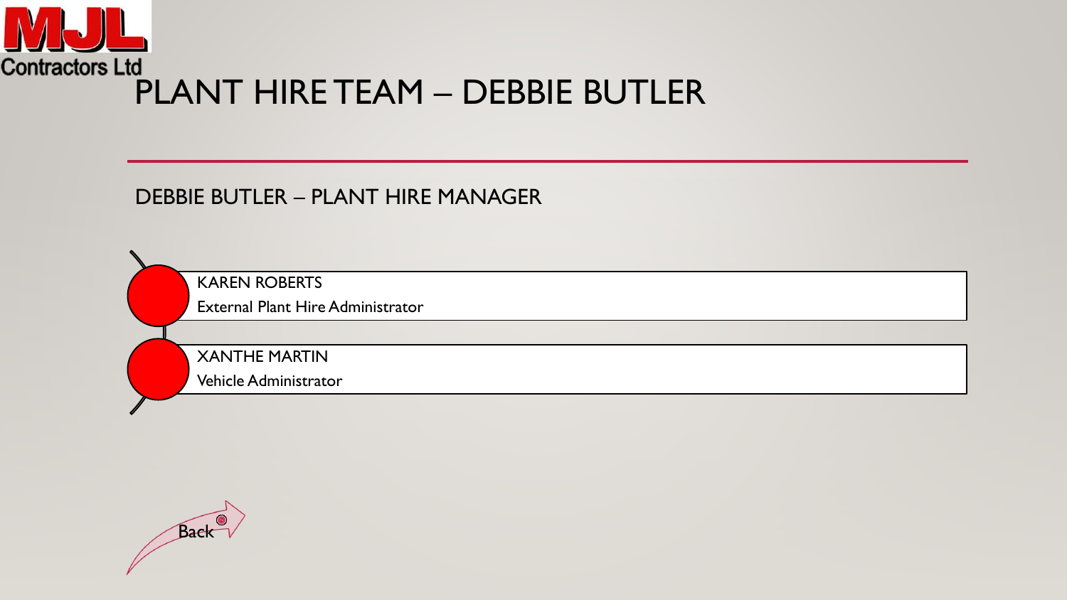MJL Contractors Ltd

# PLANT HIRE TEAM – DEBBIE BUTLER

## DEBBIE BUTLER – PLANT HIRE MANAGER

- KAREN ROBERTS
  External Plant Hire Administrator
- XANTHE MARTIN
  Vehicle Administrator

Back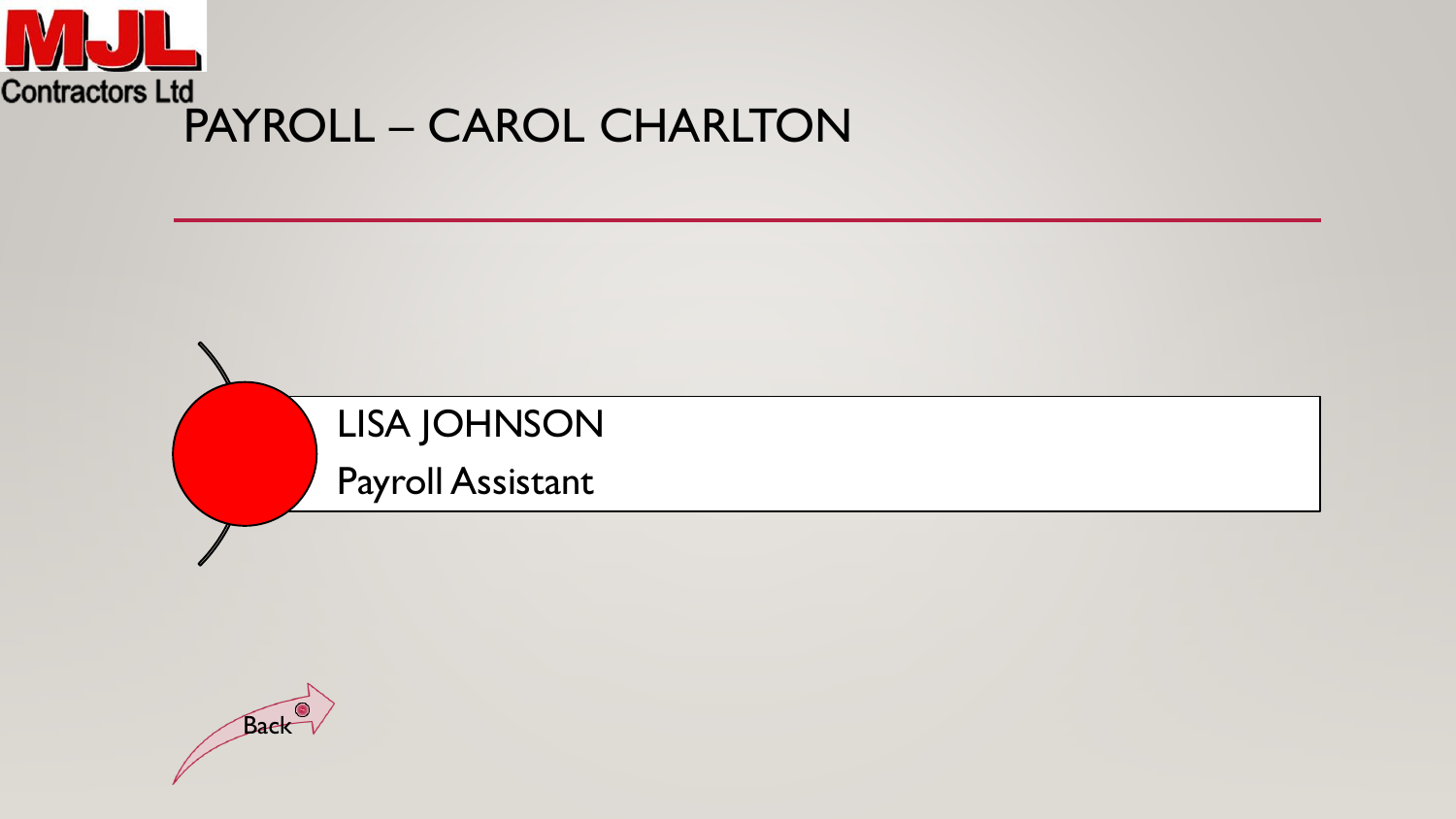# PAYROLL – CAROL CHARLTON

**LISA JOHNSON**

Payroll Assistant

Back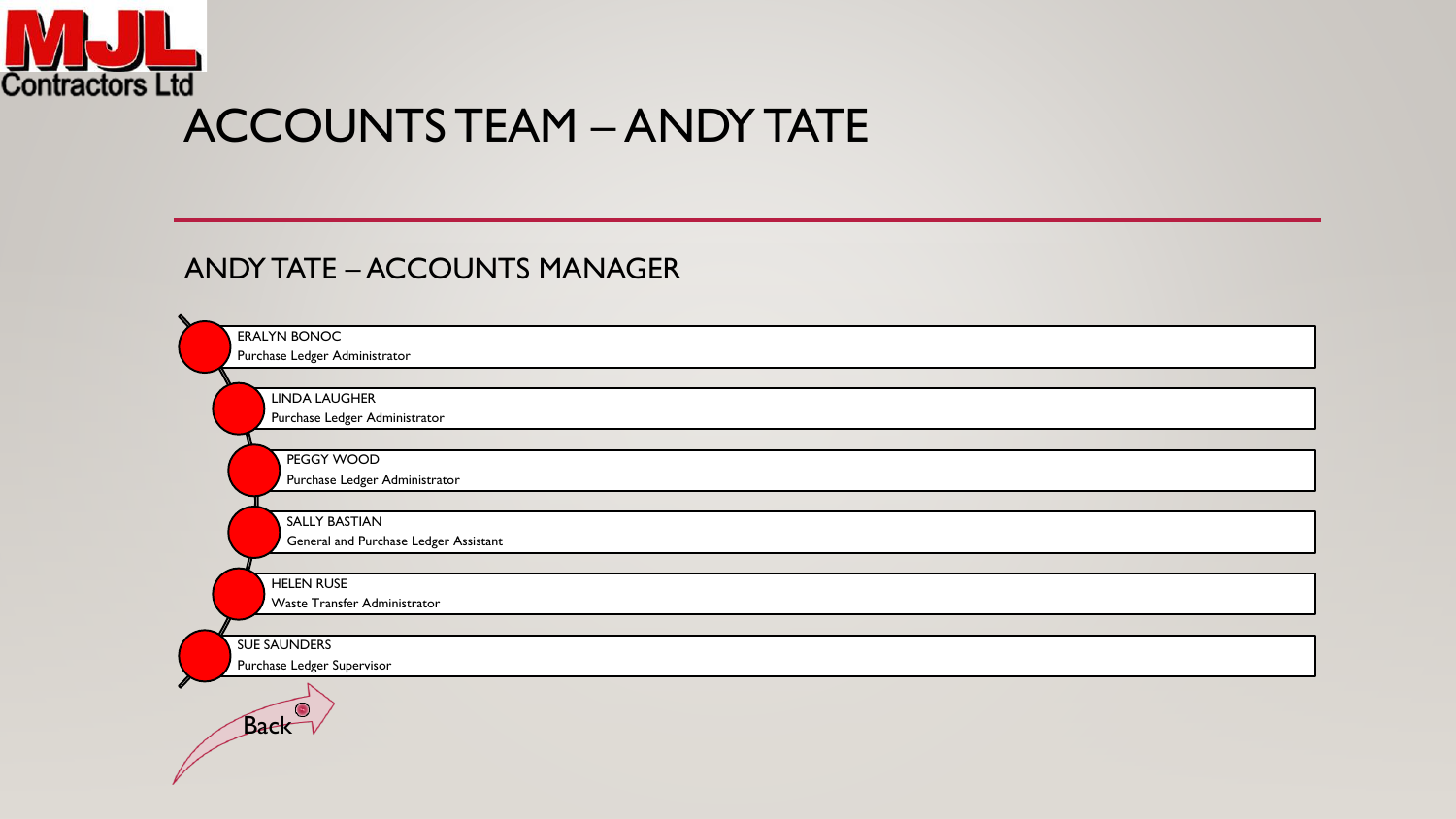MJL Contractors Ltd

# ACCOUNTS TEAM – ANDY TATE

## ANDY TATE – ACCOUNTS MANAGER

- ERALYN BONOC
  Purchase Ledger Administrator
- LINDA LAUGHER
  Purchase Ledger Administrator
- PEGGY WOOD
  Purchase Ledger Administrator
- SALLY BASTIAN
  General and Purchase Ledger Assistant
- HELEN RUSE
  Waste Transfer Administrator
- SUE SAUNDERS
  Purchase Ledger Supervisor

Back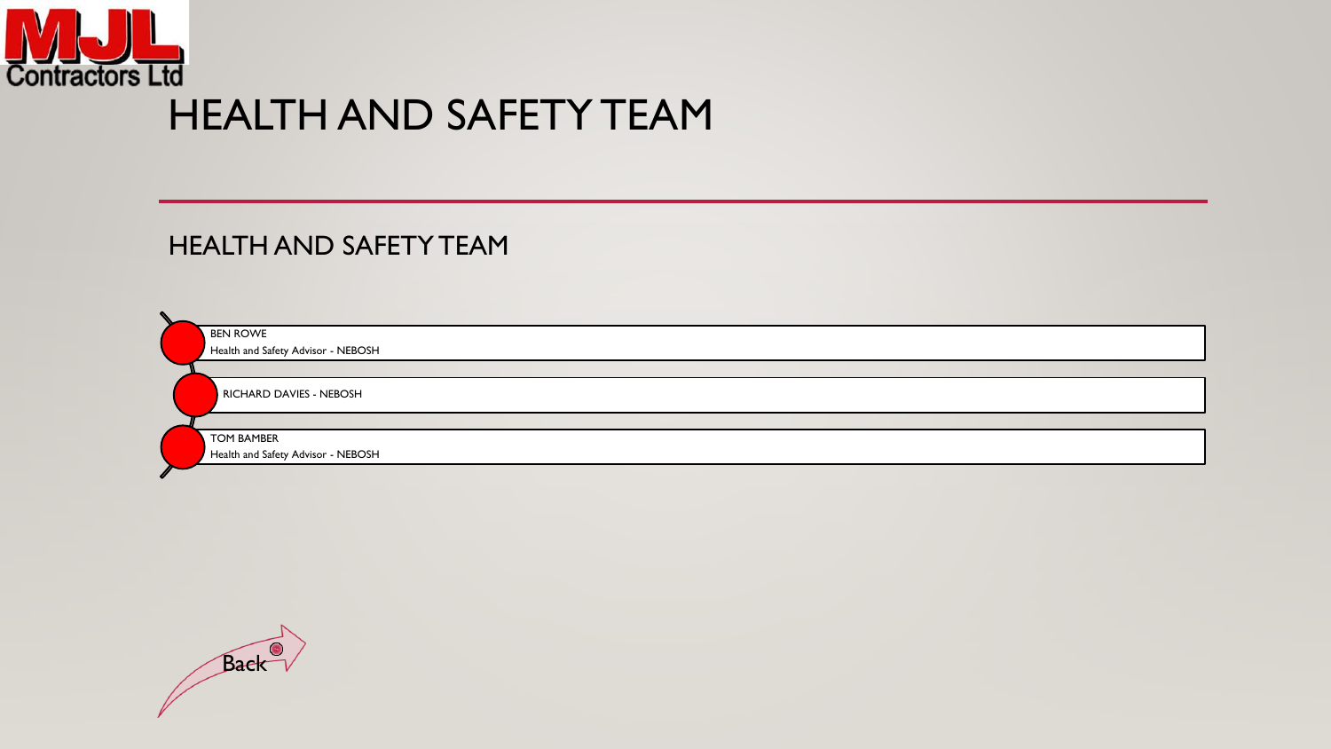# HEALTH AND SAFETY TEAM

## HEALTH AND SAFETY TEAM

- BEN ROWE
  Health and Safety Advisor - NEBOSH
- RICHARD DAVIES - NEBOSH
- TOM BAMBER
  Health and Safety Advisor - NEBOSH

Back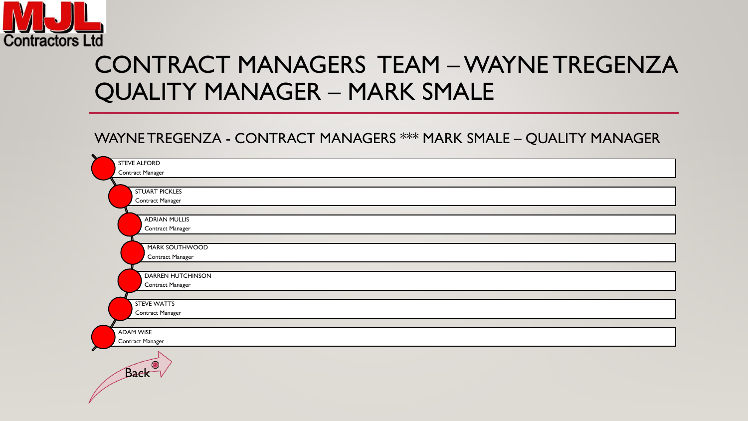MJL Contractors Ltd

# CONTRACT MANAGERS TEAM – WAYNE TREGENZA QUALITY MANAGER – MARK SMALE

## WAYNE TREGENZA - CONTRACT MANAGERS *** MARK SMALE – QUALITY MANAGER

- STEVE ALFORD
  Contract Manager
- STUART PICKLES
  Contract Manager
- ADRIAN MULLIS
  Contract Manager
- MARK SOUTHWOOD
  Contract Manager
- DARREN HUTCHINSON
  Contract Manager
- STEVE WATTS
  Contract Manager
- ADAM WISE
  Contract Manager

Back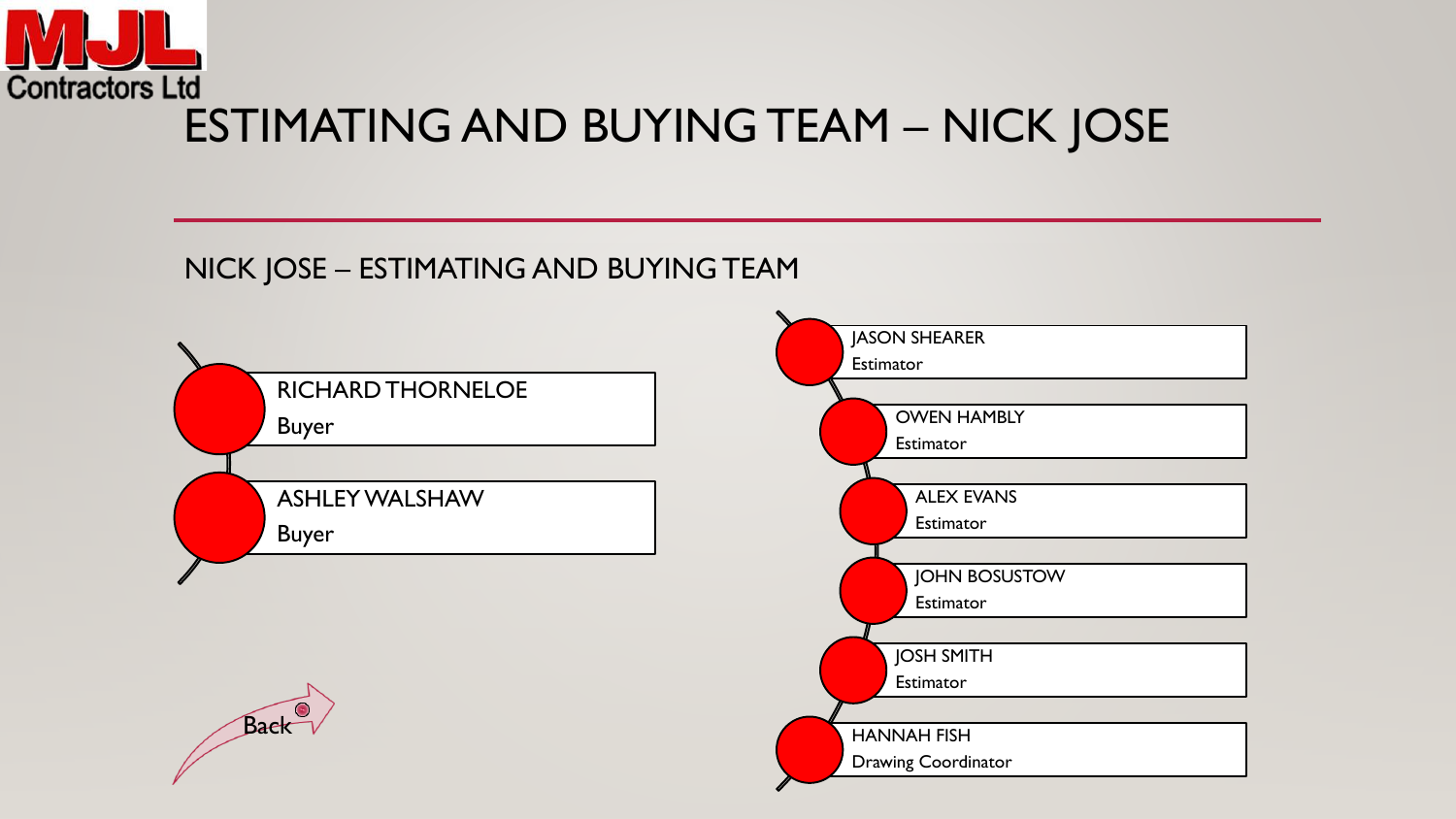MJL Contractors Ltd

# ESTIMATING AND BUYING TEAM – NICK JOSE

## NICK JOSE – ESTIMATING AND BUYING TEAM

- RICHARD THORNELOE
  Buyer
- ASHLEY WALSHAW
  Buyer

- JASON SHEARER
  Estimator
- OWEN HAMBLY
  Estimator
- ALEX EVANS
  Estimator
- JOHN BOSUSTOW
  Estimator
- JOSH SMITH
  Estimator
- HANNAH FISH
  Drawing Coordinator

Back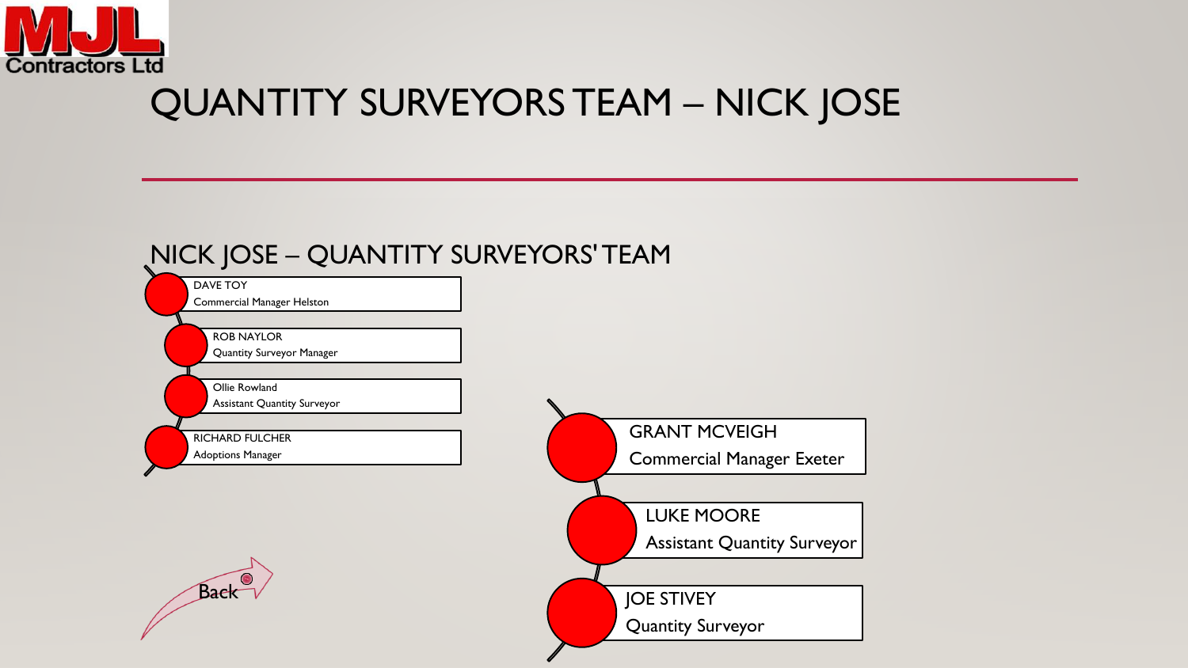MJL Contractors Ltd

# QUANTITY SURVEYORS TEAM – NICK JOSE

## NICK JOSE – QUANTITY SURVEYORS' TEAM

- DAVE TOY
  Commercial Manager Helston
- ROB NAYLOR
  Quantity Surveyor Manager
- Ollie Rowland
  Assistant Quantity Surveyor
- RICHARD FULCHER
  Adoptions Manager

- GRANT MCVEIGH
  Commercial Manager Exeter
- LUKE MOORE
  Assistant Quantity Surveyor
- JOE STIVEY
  Quantity Surveyor

Back